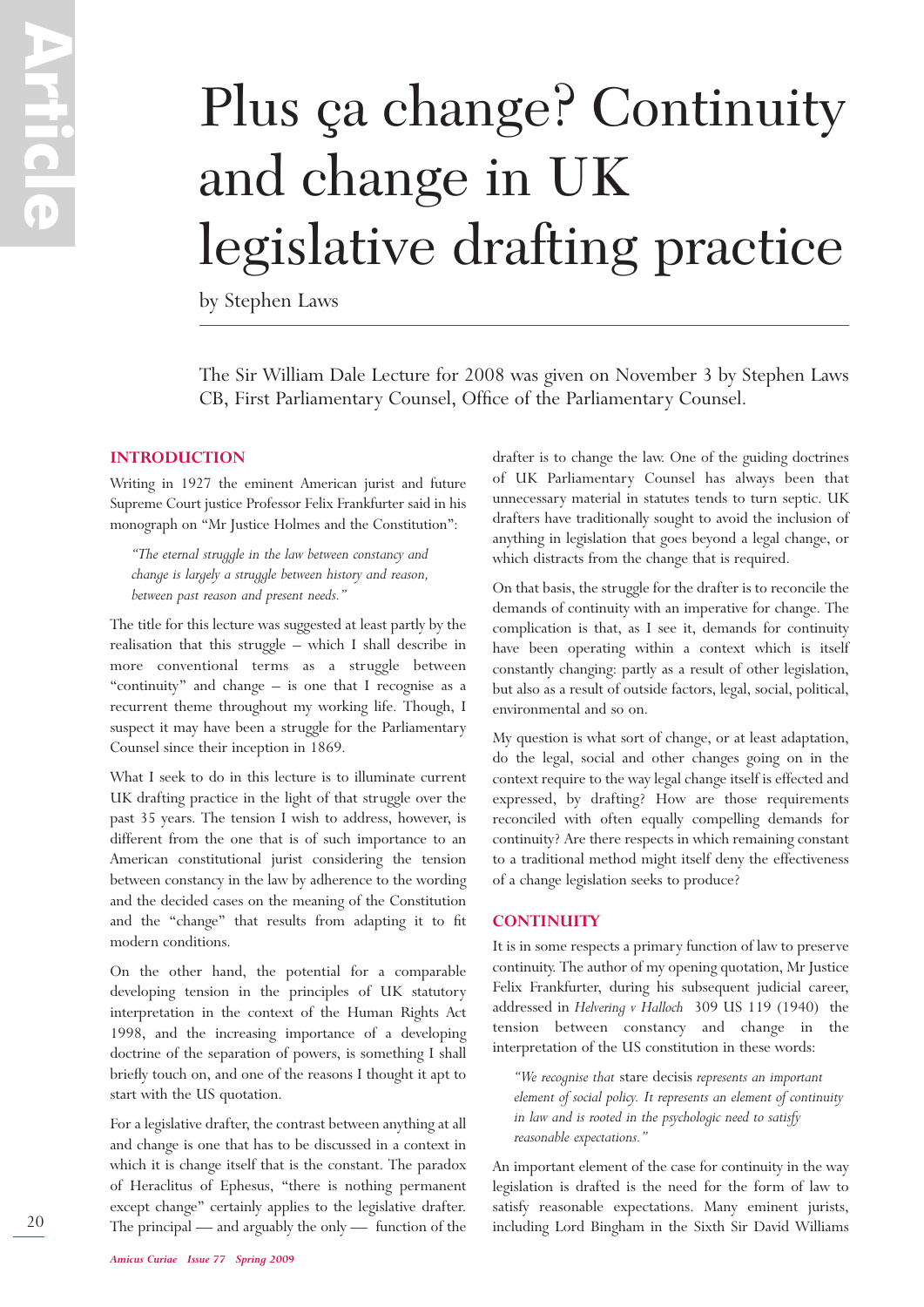# Plus ça change? Continuity and change in UK legislative drafting practice

by Stephen Laws

The Sir William Dale Lecture for 2008 was given on November 3 by Stephen Laws CB, First Parliamentary Counsel, Office of the Parliamentary Counsel.

## INTRODUCTION

Writing in 1927 the eminent American jurist and future Supreme Court justice Professor Felix Frankfurter said in his monograph on "Mr Justice Holmes and the Constitution":

> *"The eternal struggle in the law between constancy and change is largely a struggle between history and reason, between past reason and present needs."*

The title for this lecture was suggested at least partly by the realisation that this struggle – which I shall describe in more conventional terms as a struggle between "continuity" and change – is one that I recognise as a recurrent theme throughout my working life. Though, I suspect it may have been a struggle for the Parliamentary Counsel since their inception in 1869.

What I seek to do in this lecture is to illuminate current UK drafting practice in the light of that struggle over the past 35 years. The tension I wish to address, however, is different from the one that is of such importance to an American constitutional jurist considering the tension between constancy in the law by adherence to the wording and the decided cases on the meaning of the Constitution and the "change" that results from adapting it to fit modern conditions.

On the other hand, the potential for a comparable developing tension in the principles of UK statutory interpretation in the context of the Human Rights Act 1998, and the increasing importance of a developing doctrine of the separation of powers, is something I shall briefly touch on, and one of the reasons I thought it apt to start with the US quotation.

For a legislative drafter, the contrast between anything at all and change is one that has to be discussed in a context in which it is change itself that is the constant. The paradox of Heraclitus of Ephesus, "there is nothing permanent except change" certainly applies to the legislative drafter. The principal — and arguably the only — function of the drafter is to change the law. One of the guiding doctrines of UK Parliamentary Counsel has always been that unnecessary material in statutes tends to turn septic. UK drafters have traditionally sought to avoid the inclusion of anything in legislation that goes beyond a legal change, or which distracts from the change that is required.

On that basis, the struggle for the drafter is to reconcile the demands of continuity with an imperative for change. The complication is that, as I see it, demands for continuity have been operating within a context which is itself constantly changing: partly as a result of other legislation, but also as a result of outside factors, legal, social, political, environmental and so on.

My question is what sort of change, or at least adaptation, do the legal, social and other changes going on in the context require to the way legal change itself is effected and expressed, by drafting? How are those requirements reconciled with often equally compelling demands for continuity? Are there respects in which remaining constant to a traditional method might itself deny the effectiveness of a change legislation seeks to produce?

## CONTINUITY

It is in some respects a primary function of law to preserve continuity. The author of my opening quotation, Mr Justice Felix Frankfurter, during his subsequent judicial career, addressed in *Helvering v Halloch* 309 US 119 (1940) the tension between constancy and change in the interpretation of the US constitution in these words:

> *"We recognise that* stare decisis *represents an important element of social policy. It represents an element of continuity in law and is rooted in the psychologic need to satisfy reasonable expectations."*

An important element of the case for continuity in the way legislation is drafted is the need for the form of law to satisfy reasonable expectations. Many eminent jurists, including Lord Bingham in the Sixth Sir David Williams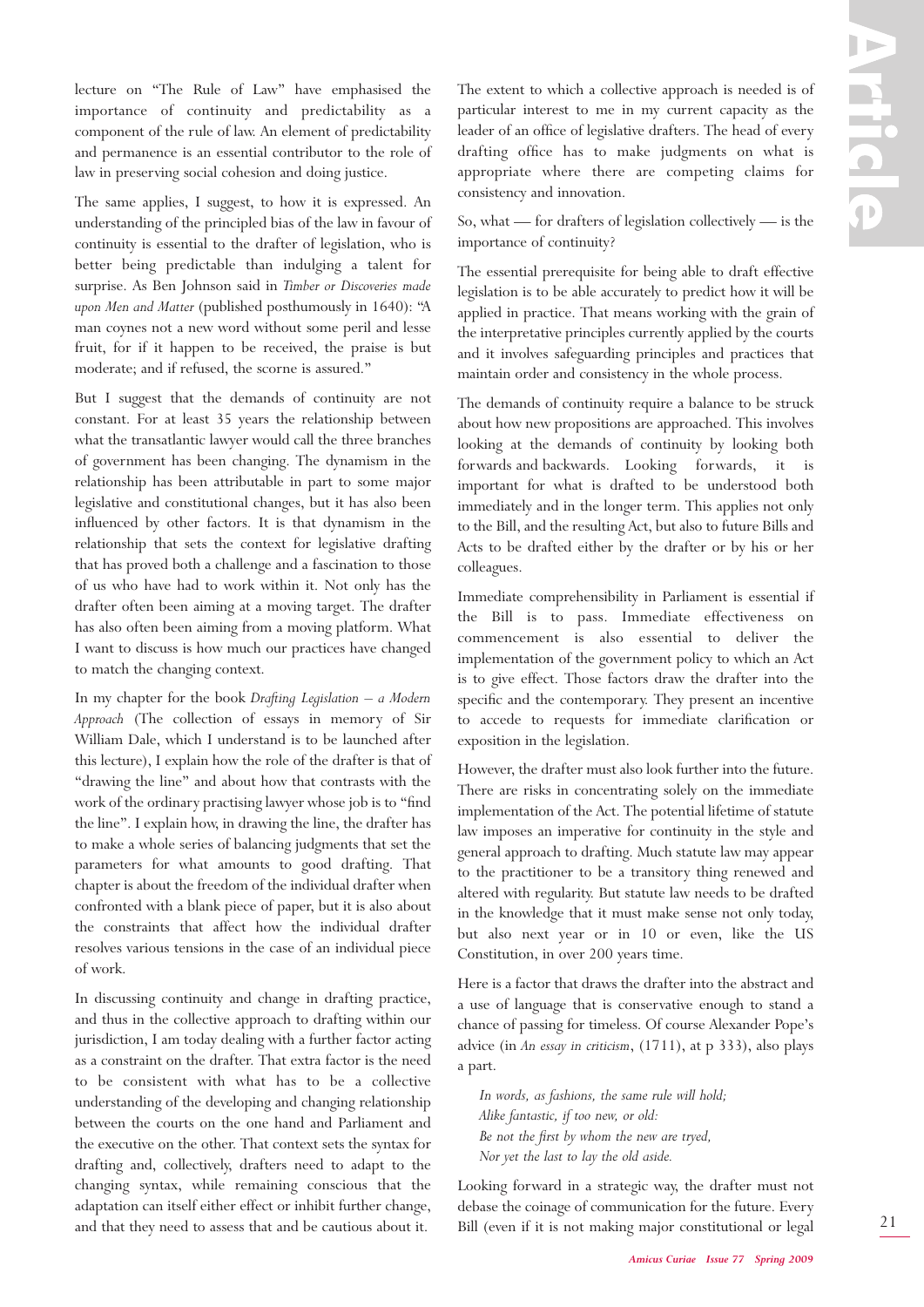lecture on "The Rule of Law" have emphasised the importance of continuity and predictability as a component of the rule of law. An element of predictability and permanence is an essential contributor to the role of law in preserving social cohesion and doing justice.

The same applies, I suggest, to how it is expressed. An understanding of the principled bias of the law in favour of continuity is essential to the drafter of legislation, who is better being predictable than indulging a talent for surprise. As Ben Johnson said in *Timber or Discoveries made upon Men and Matter* (published posthumously in 1640): "A man coynes not a new word without some peril and lesse fruit, for if it happen to be received, the praise is but moderate; and if refused, the scorne is assured."

But I suggest that the demands of continuity are not constant. For at least 35 years the relationship between what the transatlantic lawyer would call the three branches of government has been changing. The dynamism in the relationship has been attributable in part to some major legislative and constitutional changes, but it has also been influenced by other factors. It is that dynamism in the relationship that sets the context for legislative drafting that has proved both a challenge and a fascination to those of us who have had to work within it. Not only has the drafter often been aiming at a moving target. The drafter has also often been aiming from a moving platform. What I want to discuss is how much our practices have changed to match the changing context.

In my chapter for the book *Drafting Legislation – a Modern Approach* (The collection of essays in memory of Sir William Dale, which I understand is to be launched after this lecture), I explain how the role of the drafter is that of "drawing the line" and about how that contrasts with the work of the ordinary practising lawyer whose job is to "find the line". I explain how, in drawing the line, the drafter has to make a whole series of balancing judgments that set the parameters for what amounts to good drafting. That chapter is about the freedom of the individual drafter when confronted with a blank piece of paper, but it is also about the constraints that affect how the individual drafter resolves various tensions in the case of an individual piece of work.

In discussing continuity and change in drafting practice, and thus in the collective approach to drafting within our jurisdiction, I am today dealing with a further factor acting as a constraint on the drafter. That extra factor is the need to be consistent with what has to be a collective understanding of the developing and changing relationship between the courts on the one hand and Parliament and the executive on the other. That context sets the syntax for drafting and, collectively, drafters need to adapt to the changing syntax, while remaining conscious that the adaptation can itself either effect or inhibit further change, and that they need to assess that and be cautious about it.

The extent to which a collective approach is needed is of particular interest to me in my current capacity as the leader of an office of legislative drafters. The head of every drafting office has to make judgments on what is appropriate where there are competing claims for consistency and innovation.

So, what — for drafters of legislation collectively — is the importance of continuity?

The essential prerequisite for being able to draft effective legislation is to be able accurately to predict how it will be applied in practice. That means working with the grain of the interpretative principles currently applied by the courts and it involves safeguarding principles and practices that maintain order and consistency in the whole process.

The demands of continuity require a balance to be struck about how new propositions are approached. This involves looking at the demands of continuity by looking both forwards and backwards. Looking forwards, it is important for what is drafted to be understood both immediately and in the longer term. This applies not only to the Bill, and the resulting Act, but also to future Bills and Acts to be drafted either by the drafter or by his or her colleagues.

Immediate comprehensibility in Parliament is essential if the Bill is to pass. Immediate effectiveness on commencement is also essential to deliver the implementation of the government policy to which an Act is to give effect. Those factors draw the drafter into the specific and the contemporary. They present an incentive to accede to requests for immediate clarification or exposition in the legislation.

However, the drafter must also look further into the future. There are risks in concentrating solely on the immediate implementation of the Act. The potential lifetime of statute law imposes an imperative for continuity in the style and general approach to drafting. Much statute law may appear to the practitioner to be a transitory thing renewed and altered with regularity. But statute law needs to be drafted in the knowledge that it must make sense not only today, but also next year or in 10 or even, like the US Constitution, in over 200 years time.

Here is a factor that draws the drafter into the abstract and a use of language that is conservative enough to stand a chance of passing for timeless. Of course Alexander Pope's advice (in *An essay in criticism*, (1711), at p 333), also plays a part.

> *In words, as fashions, the same rule will hold;*
> *Alike fantastic, if too new, or old:*
> *Be not the first by whom the new are tryed,*
> *Nor yet the last to lay the old aside.*

Looking forward in a strategic way, the drafter must not debase the coinage of communication for the future. Every Bill (even if it is not making major constitutional or legal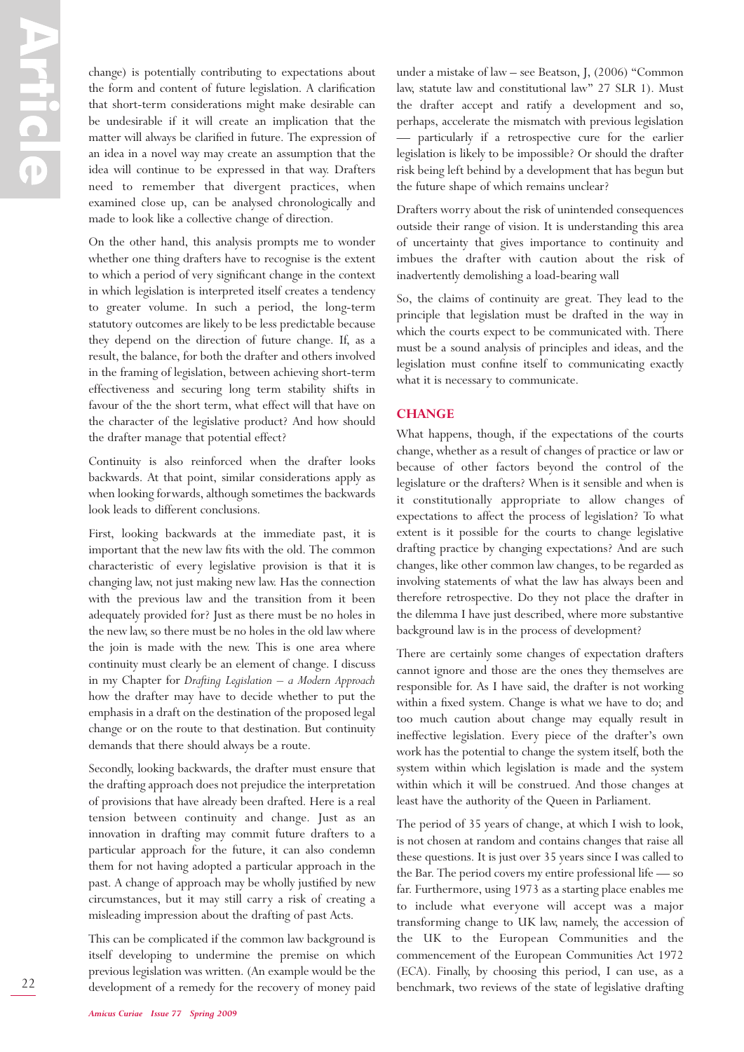change) is potentially contributing to expectations about the form and content of future legislation. A clarification that short-term considerations might make desirable can be undesirable if it will create an implication that the matter will always be clarified in future. The expression of an idea in a novel way may create an assumption that the idea will continue to be expressed in that way. Drafters need to remember that divergent practices, when examined close up, can be analysed chronologically and made to look like a collective change of direction.

On the other hand, this analysis prompts me to wonder whether one thing drafters have to recognise is the extent to which a period of very significant change in the context in which legislation is interpreted itself creates a tendency to greater volume. In such a period, the long-term statutory outcomes are likely to be less predictable because they depend on the direction of future change. If, as a result, the balance, for both the drafter and others involved in the framing of legislation, between achieving short-term effectiveness and securing long term stability shifts in favour of the the short term, what effect will that have on the character of the legislative product? And how should the drafter manage that potential effect?

Continuity is also reinforced when the drafter looks backwards. At that point, similar considerations apply as when looking forwards, although sometimes the backwards look leads to different conclusions.

First, looking backwards at the immediate past, it is important that the new law fits with the old. The common characteristic of every legislative provision is that it is changing law, not just making new law. Has the connection with the previous law and the transition from it been adequately provided for? Just as there must be no holes in the new law, so there must be no holes in the old law where the join is made with the new. This is one area where continuity must clearly be an element of change. I discuss in my Chapter for *Drafting Legislation – a Modern Approach* how the drafter may have to decide whether to put the emphasis in a draft on the destination of the proposed legal change or on the route to that destination. But continuity demands that there should always be a route.

Secondly, looking backwards, the drafter must ensure that the drafting approach does not prejudice the interpretation of provisions that have already been drafted. Here is a real tension between continuity and change. Just as an innovation in drafting may commit future drafters to a particular approach for the future, it can also condemn them for not having adopted a particular approach in the past. A change of approach may be wholly justified by new circumstances, but it may still carry a risk of creating a misleading impression about the drafting of past Acts.

This can be complicated if the common law background is itself developing to undermine the premise on which previous legislation was written. (An example would be the development of a remedy for the recovery of money paid under a mistake of law – see Beatson, J, (2006) "Common law, statute law and constitutional law" 27 SLR 1). Must the drafter accept and ratify a development and so, perhaps, accelerate the mismatch with previous legislation — particularly if a retrospective cure for the earlier legislation is likely to be impossible? Or should the drafter risk being left behind by a development that has begun but the future shape of which remains unclear?

Drafters worry about the risk of unintended consequences outside their range of vision. It is understanding this area of uncertainty that gives importance to continuity and imbues the drafter with caution about the risk of inadvertently demolishing a load-bearing wall

So, the claims of continuity are great. They lead to the principle that legislation must be drafted in the way in which the courts expect to be communicated with. There must be a sound analysis of principles and ideas, and the legislation must confine itself to communicating exactly what it is necessary to communicate.

## CHANGE

What happens, though, if the expectations of the courts change, whether as a result of changes of practice or law or because of other factors beyond the control of the legislature or the drafters? When is it sensible and when is it constitutionally appropriate to allow changes of expectations to affect the process of legislation? To what extent is it possible for the courts to change legislative drafting practice by changing expectations? And are such changes, like other common law changes, to be regarded as involving statements of what the law has always been and therefore retrospective. Do they not place the drafter in the dilemma I have just described, where more substantive background law is in the process of development?

There are certainly some changes of expectation drafters cannot ignore and those are the ones they themselves are responsible for. As I have said, the drafter is not working within a fixed system. Change is what we have to do; and too much caution about change may equally result in ineffective legislation. Every piece of the drafter's own work has the potential to change the system itself, both the system within which legislation is made and the system within which it will be construed. And those changes at least have the authority of the Queen in Parliament.

The period of 35 years of change, at which I wish to look, is not chosen at random and contains changes that raise all these questions. It is just over 35 years since I was called to the Bar. The period covers my entire professional life — so far. Furthermore, using 1973 as a starting place enables me to include what everyone will accept was a major transforming change to UK law, namely, the accession of the UK to the European Communities and the commencement of the European Communities Act 1972 (ECA). Finally, by choosing this period, I can use, as a benchmark, two reviews of the state of legislative drafting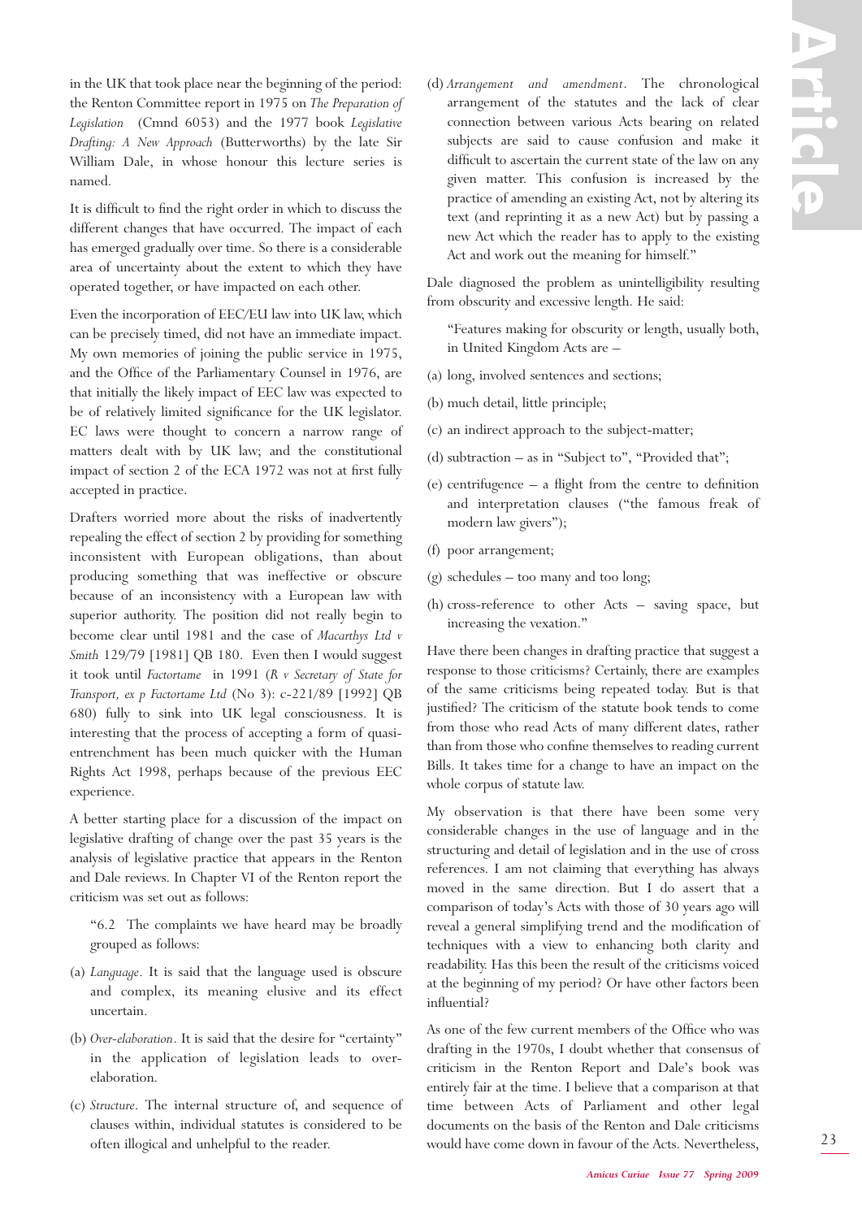in the UK that took place near the beginning of the period: the Renton Committee report in 1975 on *The Preparation of Legislation* (Cmnd 6053) and the 1977 book *Legislative Drafting: A New Approach* (Butterworths) by the late Sir William Dale, in whose honour this lecture series is named.

It is difficult to find the right order in which to discuss the different changes that have occurred. The impact of each has emerged gradually over time. So there is a considerable area of uncertainty about the extent to which they have operated together, or have impacted on each other.

Even the incorporation of EEC/EU law into UK law, which can be precisely timed, did not have an immediate impact. My own memories of joining the public service in 1975, and the Office of the Parliamentary Counsel in 1976, are that initially the likely impact of EEC law was expected to be of relatively limited significance for the UK legislator. EC laws were thought to concern a narrow range of matters dealt with by UK law; and the constitutional impact of section 2 of the ECA 1972 was not at first fully accepted in practice.

Drafters worried more about the risks of inadvertently repealing the effect of section 2 by providing for something inconsistent with European obligations, than about producing something that was ineffective or obscure because of an inconsistency with a European law with superior authority. The position did not really begin to become clear until 1981 and the case of *Macarthys Ltd v Smith* 129/79 [1981] QB 180. Even then I would suggest it took until *Factortame* in 1991 (*R v Secretary of State for Transport, ex p Factortame Ltd* (No 3): c-221/89 [1992] QB 680) fully to sink into UK legal consciousness. It is interesting that the process of accepting a form of quasi-entrenchment has been much quicker with the Human Rights Act 1998, perhaps because of the previous EEC experience.

A better starting place for a discussion of the impact on legislative drafting of change over the past 35 years is the analysis of legislative practice that appears in the Renton and Dale reviews. In Chapter VI of the Renton report the criticism was set out as follows:

> "6.2 The complaints we have heard may be broadly grouped as follows:
>
> (a) *Language*. It is said that the language used is obscure and complex, its meaning elusive and its effect uncertain.
>
> (b) *Over-elaboration*. It is said that the desire for "certainty" in the application of legislation leads to over-elaboration.
>
> (c) *Structure*. The internal structure of, and sequence of clauses within, individual statutes is considered to be often illogical and unhelpful to the reader.
>
> (d) *Arrangement and amendment*. The chronological arrangement of the statutes and the lack of clear connection between various Acts bearing on related subjects are said to cause confusion and make it difficult to ascertain the current state of the law on any given matter. This confusion is increased by the practice of amending an existing Act, not by altering its text (and reprinting it as a new Act) but by passing a new Act which the reader has to apply to the existing Act and work out the meaning for himself."

Dale diagnosed the problem as unintelligibility resulting from obscurity and excessive length. He said:

> "Features making for obscurity or length, usually both, in United Kingdom Acts are –
>
> (a) long, involved sentences and sections;
>
> (b) much detail, little principle;
>
> (c) an indirect approach to the subject-matter;
>
> (d) subtraction – as in "Subject to", "Provided that";
>
> (e) centrifugence – a flight from the centre to definition and interpretation clauses ("the famous freak of modern law givers");
>
> (f) poor arrangement;
>
> (g) schedules – too many and too long;
>
> (h) cross-reference to other Acts – saving space, but increasing the vexation."

Have there been changes in drafting practice that suggest a response to those criticisms? Certainly, there are examples of the same criticisms being repeated today. But is that justified? The criticism of the statute book tends to come from those who read Acts of many different dates, rather than from those who confine themselves to reading current Bills. It takes time for a change to have an impact on the whole corpus of statute law.

My observation is that there have been some very considerable changes in the use of language and in the structuring and detail of legislation and in the use of cross references. I am not claiming that everything has always moved in the same direction. But I do assert that a comparison of today's Acts with those of 30 years ago will reveal a general simplifying trend and the modification of techniques with a view to enhancing both clarity and readability. Has this been the result of the criticisms voiced at the beginning of my period? Or have other factors been influential?

As one of the few current members of the Office who was drafting in the 1970s, I doubt whether that consensus of criticism in the Renton Report and Dale's book was entirely fair at the time. I believe that a comparison at that time between Acts of Parliament and other legal documents on the basis of the Renton and Dale criticisms would have come down in favour of the Acts. Nevertheless,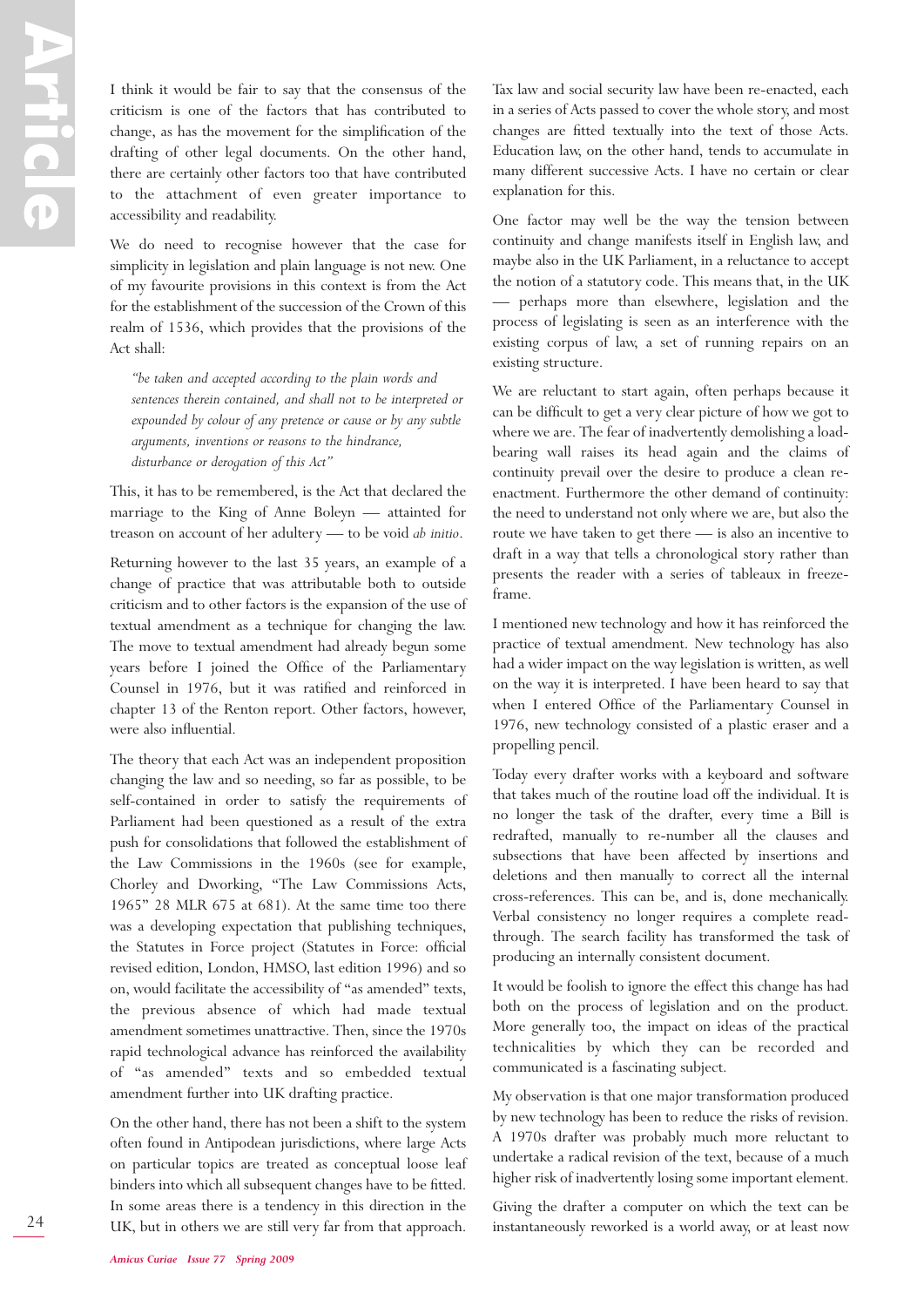I think it would be fair to say that the consensus of the criticism is one of the factors that has contributed to change, as has the movement for the simplification of the drafting of other legal documents. On the other hand, there are certainly other factors too that have contributed to the attachment of even greater importance to accessibility and readability.

We do need to recognise however that the case for simplicity in legislation and plain language is not new. One of my favourite provisions in this context is from the Act for the establishment of the succession of the Crown of this realm of 1536, which provides that the provisions of the Act shall:

> *"be taken and accepted according to the plain words and sentences therein contained, and shall not to be interpreted or expounded by colour of any pretence or cause or by any subtle arguments, inventions or reasons to the hindrance, disturbance or derogation of this Act"*

This, it has to be remembered, is the Act that declared the marriage to the King of Anne Boleyn — attainted for treason on account of her adultery — to be void *ab initio*.

Returning however to the last 35 years, an example of a change of practice that was attributable both to outside criticism and to other factors is the expansion of the use of textual amendment as a technique for changing the law. The move to textual amendment had already begun some years before I joined the Office of the Parliamentary Counsel in 1976, but it was ratified and reinforced in chapter 13 of the Renton report. Other factors, however, were also influential.

The theory that each Act was an independent proposition changing the law and so needing, so far as possible, to be self-contained in order to satisfy the requirements of Parliament had been questioned as a result of the extra push for consolidations that followed the establishment of the Law Commissions in the 1960s (see for example, Chorley and Dworking, "The Law Commissions Acts, 1965" 28 MLR 675 at 681). At the same time too there was a developing expectation that publishing techniques, the Statutes in Force project (Statutes in Force: official revised edition, London, HMSO, last edition 1996) and so on, would facilitate the accessibility of "as amended" texts, the previous absence of which had made textual amendment sometimes unattractive. Then, since the 1970s rapid technological advance has reinforced the availability of "as amended" texts and so embedded textual amendment further into UK drafting practice.

On the other hand, there has not been a shift to the system often found in Antipodean jurisdictions, where large Acts on particular topics are treated as conceptual loose leaf binders into which all subsequent changes have to be fitted. In some areas there is a tendency in this direction in the UK, but in others we are still very far from that approach.

Tax law and social security law have been re-enacted, each in a series of Acts passed to cover the whole story, and most changes are fitted textually into the text of those Acts. Education law, on the other hand, tends to accumulate in many different successive Acts. I have no certain or clear explanation for this.

One factor may well be the way the tension between continuity and change manifests itself in English law, and maybe also in the UK Parliament, in a reluctance to accept the notion of a statutory code. This means that, in the UK — perhaps more than elsewhere, legislation and the process of legislating is seen as an interference with the existing corpus of law, a set of running repairs on an existing structure.

We are reluctant to start again, often perhaps because it can be difficult to get a very clear picture of how we got to where we are. The fear of inadvertently demolishing a load-bearing wall raises its head again and the claims of continuity prevail over the desire to produce a clean re-enactment. Furthermore the other demand of continuity: the need to understand not only where we are, but also the route we have taken to get there — is also an incentive to draft in a way that tells a chronological story rather than presents the reader with a series of tableaux in freeze-frame.

I mentioned new technology and how it has reinforced the practice of textual amendment. New technology has also had a wider impact on the way legislation is written, as well on the way it is interpreted. I have been heard to say that when I entered Office of the Parliamentary Counsel in 1976, new technology consisted of a plastic eraser and a propelling pencil.

Today every drafter works with a keyboard and software that takes much of the routine load off the individual. It is no longer the task of the drafter, every time a Bill is redrafted, manually to re-number all the clauses and subsections that have been affected by insertions and deletions and then manually to correct all the internal cross-references. This can be, and is, done mechanically. Verbal consistency no longer requires a complete read-through. The search facility has transformed the task of producing an internally consistent document.

It would be foolish to ignore the effect this change has had both on the process of legislation and on the product. More generally too, the impact on ideas of the practical technicalities by which they can be recorded and communicated is a fascinating subject.

My observation is that one major transformation produced by new technology has been to reduce the risks of revision. A 1970s drafter was probably much more reluctant to undertake a radical revision of the text, because of a much higher risk of inadvertently losing some important element.

Giving the drafter a computer on which the text can be instantaneously reworked is a world away, or at least now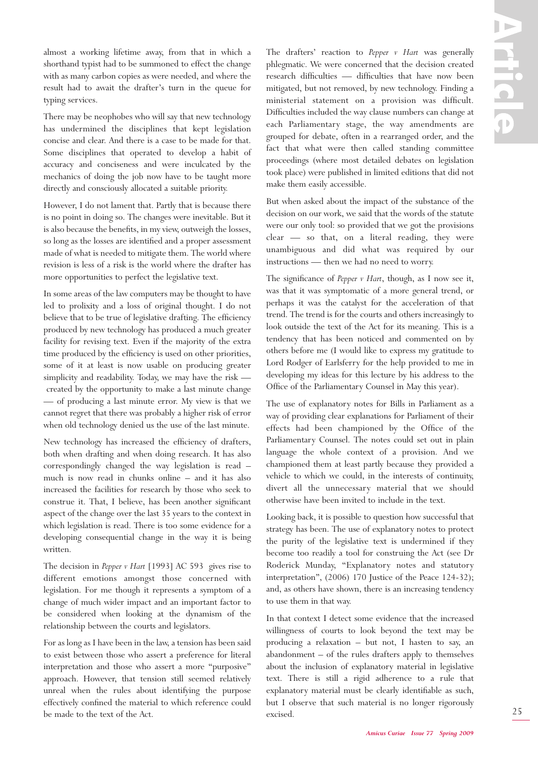almost a working lifetime away, from that in which a shorthand typist had to be summoned to effect the change with as many carbon copies as were needed, and where the result had to await the drafter's turn in the queue for typing services.

There may be neophobes who will say that new technology has undermined the disciplines that kept legislation concise and clear. And there is a case to be made for that. Some disciplines that operated to develop a habit of accuracy and conciseness and were inculcated by the mechanics of doing the job now have to be taught more directly and consciously allocated a suitable priority.

However, I do not lament that. Partly that is because there is no point in doing so. The changes were inevitable. But it is also because the benefits, in my view, outweigh the losses, so long as the losses are identified and a proper assessment made of what is needed to mitigate them. The world where revision is less of a risk is the world where the drafter has more opportunities to perfect the legislative text.

In some areas of the law computers may be thought to have led to prolixity and a loss of original thought. I do not believe that to be true of legislative drafting. The efficiency produced by new technology has produced a much greater facility for revising text. Even if the majority of the extra time produced by the efficiency is used on other priorities, some of it at least is now usable on producing greater simplicity and readability. Today, we may have the risk — created by the opportunity to make a last minute change — of producing a last minute error. My view is that we cannot regret that there was probably a higher risk of error when old technology denied us the use of the last minute.

New technology has increased the efficiency of drafters, both when drafting and when doing research. It has also correspondingly changed the way legislation is read – much is now read in chunks online – and it has also increased the facilities for research by those who seek to construe it. That, I believe, has been another significant aspect of the change over the last 35 years to the context in which legislation is read. There is too some evidence for a developing consequential change in the way it is being written.

The decision in *Pepper v Hart* [1993] AC 593 gives rise to different emotions amongst those concerned with legislation. For me though it represents a symptom of a change of much wider impact and an important factor to be considered when looking at the dynamism of the relationship between the courts and legislators.

For as long as I have been in the law, a tension has been said to exist between those who assert a preference for literal interpretation and those who assert a more "purposive" approach. However, that tension still seemed relatively unreal when the rules about identifying the purpose effectively confined the material to which reference could be made to the text of the Act.

The drafters' reaction to *Pepper v Hart* was generally phlegmatic. We were concerned that the decision created research difficulties — difficulties that have now been mitigated, but not removed, by new technology. Finding a ministerial statement on a provision was difficult. Difficulties included the way clause numbers can change at each Parliamentary stage, the way amendments are grouped for debate, often in a rearranged order, and the fact that what were then called standing committee proceedings (where most detailed debates on legislation took place) were published in limited editions that did not make them easily accessible.

But when asked about the impact of the substance of the decision on our work, we said that the words of the statute were our only tool: so provided that we got the provisions clear — so that, on a literal reading, they were unambiguous and did what was required by our instructions — then we had no need to worry.

The significance of *Pepper v Hart*, though, as I now see it, was that it was symptomatic of a more general trend, or perhaps it was the catalyst for the acceleration of that trend. The trend is for the courts and others increasingly to look outside the text of the Act for its meaning. This is a tendency that has been noticed and commented on by others before me (I would like to express my gratitude to Lord Rodger of Earlsferry for the help provided to me in developing my ideas for this lecture by his address to the Office of the Parliamentary Counsel in May this year).

The use of explanatory notes for Bills in Parliament as a way of providing clear explanations for Parliament of their effects had been championed by the Office of the Parliamentary Counsel. The notes could set out in plain language the whole context of a provision. And we championed them at least partly because they provided a vehicle to which we could, in the interests of continuity, divert all the unnecessary material that we should otherwise have been invited to include in the text.

Looking back, it is possible to question how successful that strategy has been. The use of explanatory notes to protect the purity of the legislative text is undermined if they become too readily a tool for construing the Act (see Dr Roderick Munday, "Explanatory notes and statutory interpretation", (2006) 170 Justice of the Peace 124-32); and, as others have shown, there is an increasing tendency to use them in that way.

In that context I detect some evidence that the increased willingness of courts to look beyond the text may be producing a relaxation – but not, I hasten to say, an abandonment – of the rules drafters apply to themselves about the inclusion of explanatory material in legislative text. There is still a rigid adherence to a rule that explanatory material must be clearly identifiable as such, but I observe that such material is no longer rigorously excised.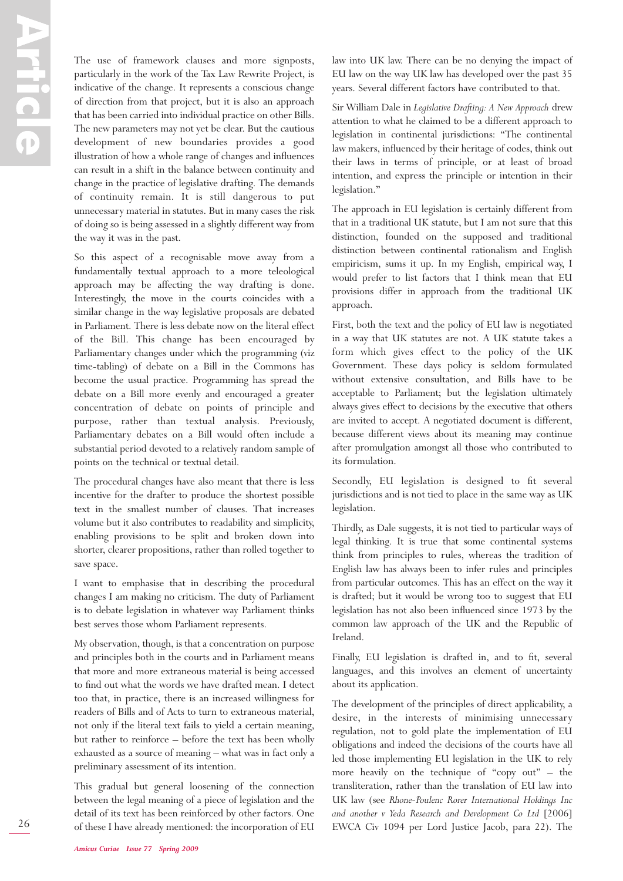The use of framework clauses and more signposts, particularly in the work of the Tax Law Rewrite Project, is indicative of the change. It represents a conscious change of direction from that project, but it is also an approach that has been carried into individual practice on other Bills. The new parameters may not yet be clear. But the cautious development of new boundaries provides a good illustration of how a whole range of changes and influences can result in a shift in the balance between continuity and change in the practice of legislative drafting. The demands of continuity remain. It is still dangerous to put unnecessary material in statutes. But in many cases the risk of doing so is being assessed in a slightly different way from the way it was in the past.

So this aspect of a recognisable move away from a fundamentally textual approach to a more teleological approach may be affecting the way drafting is done. Interestingly, the move in the courts coincides with a similar change in the way legislative proposals are debated in Parliament. There is less debate now on the literal effect of the Bill. This change has been encouraged by Parliamentary changes under which the programming (viz time-tabling) of debate on a Bill in the Commons has become the usual practice. Programming has spread the debate on a Bill more evenly and encouraged a greater concentration of debate on points of principle and purpose, rather than textual analysis. Previously, Parliamentary debates on a Bill would often include a substantial period devoted to a relatively random sample of points on the technical or textual detail.

The procedural changes have also meant that there is less incentive for the drafter to produce the shortest possible text in the smallest number of clauses. That increases volume but it also contributes to readability and simplicity, enabling provisions to be split and broken down into shorter, clearer propositions, rather than rolled together to save space.

I want to emphasise that in describing the procedural changes I am making no criticism. The duty of Parliament is to debate legislation in whatever way Parliament thinks best serves those whom Parliament represents.

My observation, though, is that a concentration on purpose and principles both in the courts and in Parliament means that more and more extraneous material is being accessed to find out what the words we have drafted mean. I detect too that, in practice, there is an increased willingness for readers of Bills and of Acts to turn to extraneous material, not only if the literal text fails to yield a certain meaning, but rather to reinforce – before the text has been wholly exhausted as a source of meaning – what was in fact only a preliminary assessment of its intention.

This gradual but general loosening of the connection between the legal meaning of a piece of legislation and the detail of its text has been reinforced by other factors. One of these I have already mentioned: the incorporation of EU law into UK law. There can be no denying the impact of EU law on the way UK law has developed over the past 35 years. Several different factors have contributed to that.

Sir William Dale in *Legislative Drafting: A New Approach* drew attention to what he claimed to be a different approach to legislation in continental jurisdictions: "The continental law makers, influenced by their heritage of codes, think out their laws in terms of principle, or at least of broad intention, and express the principle or intention in their legislation."

The approach in EU legislation is certainly different from that in a traditional UK statute, but I am not sure that this distinction, founded on the supposed and traditional distinction between continental rationalism and English empiricism, sums it up. In my English, empirical way, I would prefer to list factors that I think mean that EU provisions differ in approach from the traditional UK approach.

First, both the text and the policy of EU law is negotiated in a way that UK statutes are not. A UK statute takes a form which gives effect to the policy of the UK Government. These days policy is seldom formulated without extensive consultation, and Bills have to be acceptable to Parliament; but the legislation ultimately always gives effect to decisions by the executive that others are invited to accept. A negotiated document is different, because different views about its meaning may continue after promulgation amongst all those who contributed to its formulation.

Secondly, EU legislation is designed to fit several jurisdictions and is not tied to place in the same way as UK legislation.

Thirdly, as Dale suggests, it is not tied to particular ways of legal thinking. It is true that some continental systems think from principles to rules, whereas the tradition of English law has always been to infer rules and principles from particular outcomes. This has an effect on the way it is drafted; but it would be wrong too to suggest that EU legislation has not also been influenced since 1973 by the common law approach of the UK and the Republic of Ireland.

Finally, EU legislation is drafted in, and to fit, several languages, and this involves an element of uncertainty about its application.

The development of the principles of direct applicability, a desire, in the interests of minimising unnecessary regulation, not to gold plate the implementation of EU obligations and indeed the decisions of the courts have all led those implementing EU legislation in the UK to rely more heavily on the technique of "copy out" – the transliteration, rather than the translation of EU law into UK law (see *Rhone-Poulenc Rorer International Holdings Inc and another v Yeda Research and Development Co Ltd* [2006] EWCA Civ 1094 per Lord Justice Jacob, para 22). The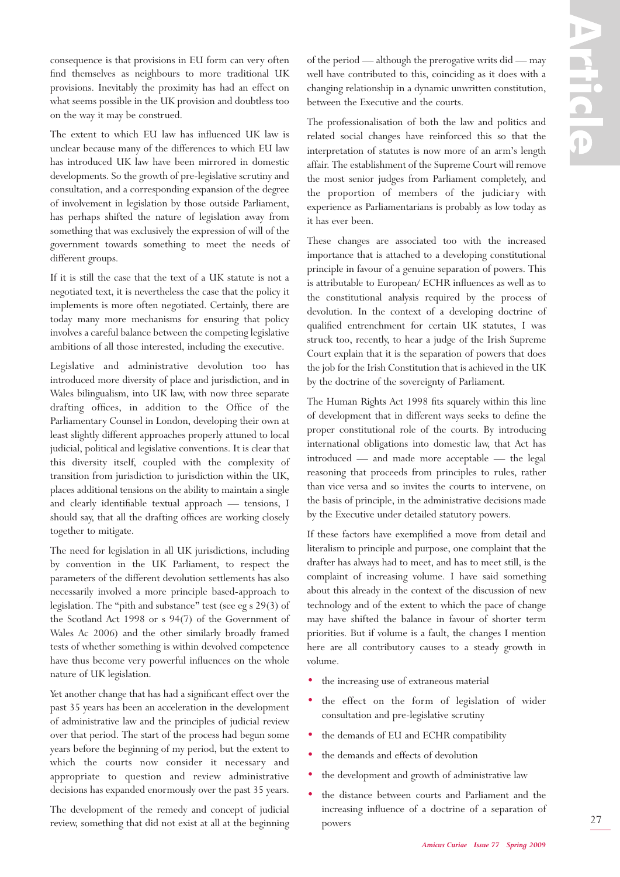consequence is that provisions in EU form can very often find themselves as neighbours to more traditional UK provisions. Inevitably the proximity has had an effect on what seems possible in the UK provision and doubtless too on the way it may be construed.

The extent to which EU law has influenced UK law is unclear because many of the differences to which EU law has introduced UK law have been mirrored in domestic developments. So the growth of pre-legislative scrutiny and consultation, and a corresponding expansion of the degree of involvement in legislation by those outside Parliament, has perhaps shifted the nature of legislation away from something that was exclusively the expression of will of the government towards something to meet the needs of different groups.

If it is still the case that the text of a UK statute is not a negotiated text, it is nevertheless the case that the policy it implements is more often negotiated. Certainly, there are today many more mechanisms for ensuring that policy involves a careful balance between the competing legislative ambitions of all those interested, including the executive.

Legislative and administrative devolution too has introduced more diversity of place and jurisdiction, and in Wales bilingualism, into UK law, with now three separate drafting offices, in addition to the Office of the Parliamentary Counsel in London, developing their own at least slightly different approaches properly attuned to local judicial, political and legislative conventions. It is clear that this diversity itself, coupled with the complexity of transition from jurisdiction to jurisdiction within the UK, places additional tensions on the ability to maintain a single and clearly identifiable textual approach — tensions, I should say, that all the drafting offices are working closely together to mitigate.

The need for legislation in all UK jurisdictions, including by convention in the UK Parliament, to respect the parameters of the different devolution settlements has also necessarily involved a more principle based-approach to legislation. The "pith and substance" test (see eg s 29(3) of the Scotland Act 1998 or s 94(7) of the Government of Wales Ac 2006) and the other similarly broadly framed tests of whether something is within devolved competence have thus become very powerful influences on the whole nature of UK legislation.

Yet another change that has had a significant effect over the past 35 years has been an acceleration in the development of administrative law and the principles of judicial review over that period. The start of the process had begun some years before the beginning of my period, but the extent to which the courts now consider it necessary and appropriate to question and review administrative decisions has expanded enormously over the past 35 years.

The development of the remedy and concept of judicial review, something that did not exist at all at the beginning of the period — although the prerogative writs did — may well have contributed to this, coinciding as it does with a changing relationship in a dynamic unwritten constitution, between the Executive and the courts.

The professionalisation of both the law and politics and related social changes have reinforced this so that the interpretation of statutes is now more of an arm's length affair. The establishment of the Supreme Court will remove the most senior judges from Parliament completely, and the proportion of members of the judiciary with experience as Parliamentarians is probably as low today as it has ever been.

These changes are associated too with the increased importance that is attached to a developing constitutional principle in favour of a genuine separation of powers. This is attributable to European/ ECHR influences as well as to the constitutional analysis required by the process of devolution. In the context of a developing doctrine of qualified entrenchment for certain UK statutes, I was struck too, recently, to hear a judge of the Irish Supreme Court explain that it is the separation of powers that does the job for the Irish Constitution that is achieved in the UK by the doctrine of the sovereignty of Parliament.

The Human Rights Act 1998 fits squarely within this line of development that in different ways seeks to define the proper constitutional role of the courts. By introducing international obligations into domestic law, that Act has introduced — and made more acceptable — the legal reasoning that proceeds from principles to rules, rather than vice versa and so invites the courts to intervene, on the basis of principle, in the administrative decisions made by the Executive under detailed statutory powers.

If these factors have exemplified a move from detail and literalism to principle and purpose, one complaint that the drafter has always had to meet, and has to meet still, is the complaint of increasing volume. I have said something about this already in the context of the discussion of new technology and of the extent to which the pace of change may have shifted the balance in favour of shorter term priorities. But if volume is a fault, the changes I mention here are all contributory causes to a steady growth in volume.

- the increasing use of extraneous material
- the effect on the form of legislation of wider consultation and pre-legislative scrutiny
- the demands of EU and ECHR compatibility
- the demands and effects of devolution
- the development and growth of administrative law
- the distance between courts and Parliament and the increasing influence of a doctrine of a separation of powers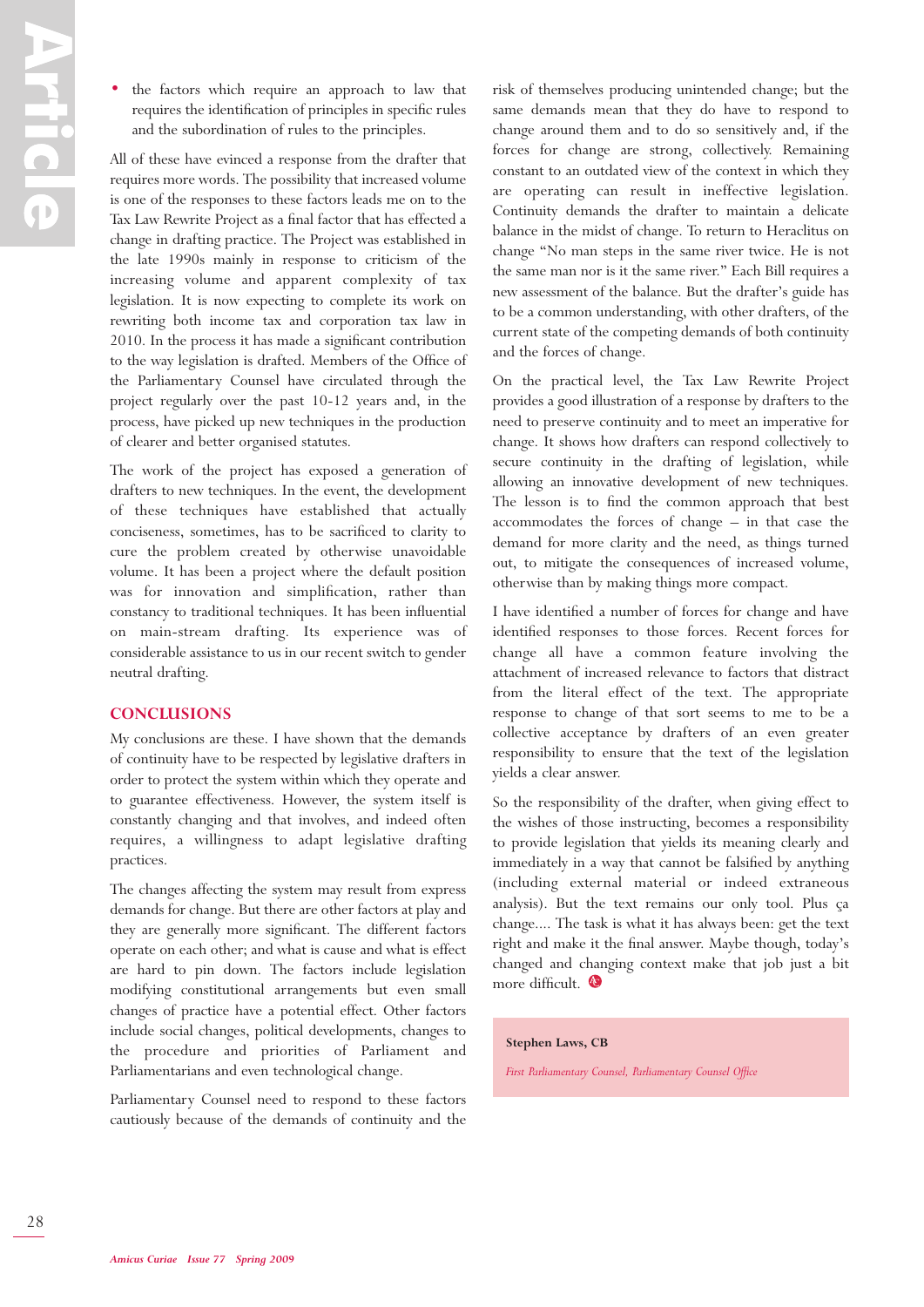- the factors which require an approach to law that requires the identification of principles in specific rules and the subordination of rules to the principles.

All of these have evinced a response from the drafter that requires more words. The possibility that increased volume is one of the responses to these factors leads me on to the Tax Law Rewrite Project as a final factor that has effected a change in drafting practice. The Project was established in the late 1990s mainly in response to criticism of the increasing volume and apparent complexity of tax legislation. It is now expecting to complete its work on rewriting both income tax and corporation tax law in 2010. In the process it has made a significant contribution to the way legislation is drafted. Members of the Office of the Parliamentary Counsel have circulated through the project regularly over the past 10-12 years and, in the process, have picked up new techniques in the production of clearer and better organised statutes.

The work of the project has exposed a generation of drafters to new techniques. In the event, the development of these techniques have established that actually conciseness, sometimes, has to be sacrificed to clarity to cure the problem created by otherwise unavoidable volume. It has been a project where the default position was for innovation and simplification, rather than constancy to traditional techniques. It has been influential on main-stream drafting. Its experience was of considerable assistance to us in our recent switch to gender neutral drafting.

## CONCLUSIONS

My conclusions are these. I have shown that the demands of continuity have to be respected by legislative drafters in order to protect the system within which they operate and to guarantee effectiveness. However, the system itself is constantly changing and that involves, and indeed often requires, a willingness to adapt legislative drafting practices.

The changes affecting the system may result from express demands for change. But there are other factors at play and they are generally more significant. The different factors operate on each other; and what is cause and what is effect are hard to pin down. The factors include legislation modifying constitutional arrangements but even small changes of practice have a potential effect. Other factors include social changes, political developments, changes to the procedure and priorities of Parliament and Parliamentarians and even technological change.

Parliamentary Counsel need to respond to these factors cautiously because of the demands of continuity and the risk of themselves producing unintended change; but the same demands mean that they do have to respond to change around them and to do so sensitively and, if the forces for change are strong, collectively. Remaining constant to an outdated view of the context in which they are operating can result in ineffective legislation. Continuity demands the drafter to maintain a delicate balance in the midst of change. To return to Heraclitus on change "No man steps in the same river twice. He is not the same man nor is it the same river." Each Bill requires a new assessment of the balance. But the drafter's guide has to be a common understanding, with other drafters, of the current state of the competing demands of both continuity and the forces of change.

On the practical level, the Tax Law Rewrite Project provides a good illustration of a response by drafters to the need to preserve continuity and to meet an imperative for change. It shows how drafters can respond collectively to secure continuity in the drafting of legislation, while allowing an innovative development of new techniques. The lesson is to find the common approach that best accommodates the forces of change – in that case the demand for more clarity and the need, as things turned out, to mitigate the consequences of increased volume, otherwise than by making things more compact.

I have identified a number of forces for change and have identified responses to those forces. Recent forces for change all have a common feature involving the attachment of increased relevance to factors that distract from the literal effect of the text. The appropriate response to change of that sort seems to me to be a collective acceptance by drafters of an even greater responsibility to ensure that the text of the legislation yields a clear answer.

So the responsibility of the drafter, when giving effect to the wishes of those instructing, becomes a responsibility to provide legislation that yields its meaning clearly and immediately in a way that cannot be falsified by anything (including external material or indeed extraneous analysis). But the text remains our only tool. Plus ça change.... The task is what it has always been: get the text right and make it the final answer. Maybe though, today's changed and changing context make that job just a bit more difficult.

**Stephen Laws, CB**

*First Parliamentary Counsel, Parliamentary Counsel Office*